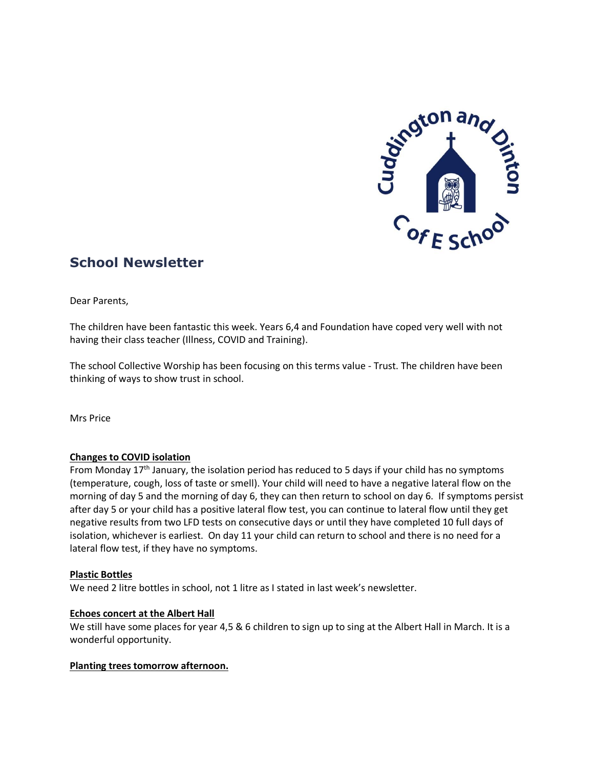## School Newsletter

Dear Parents,

The children have been fantastic this week. Years 6,4 and Foundation have coped very well with not having their class teacher (Illness, COVID and Training).

The school Collective Worship has been focusing on this terms value - Trust. The children have been thinking of ways to show trust in school.

Mrs Price

**Changes to COVID isolation**

From Monday 17th January, the isolation period has reduced to 5 days if your child has no symptoms (temperature, cough, loss of taste or smell). Your child will need to have a negative lateral flow on the morning of day 5 and the morning of day 6, they can then return to school on day 6. If symptoms persist after day 5 or your child has a positive lateral flow test, you can continue to lateral flow until they get negative results from two LFD tests on consecutive days or until they have completed 10 full days of isolation, whichever is earliest. On day 11 your child can return to school and there is no need for a lateral flow test, if they have no symptoms.

**Plastic Bottles**

We need 2 litre bottles in school, not 1 litre as I stated in last week's newsletter.

**Echoes concert at the Albert Hall**

We still have some places for year 4,5 & 6 children to sign up to sing at the Albert Hall in March. It is a wonderful opportunity.

**Planting trees tomorrow afternoon.**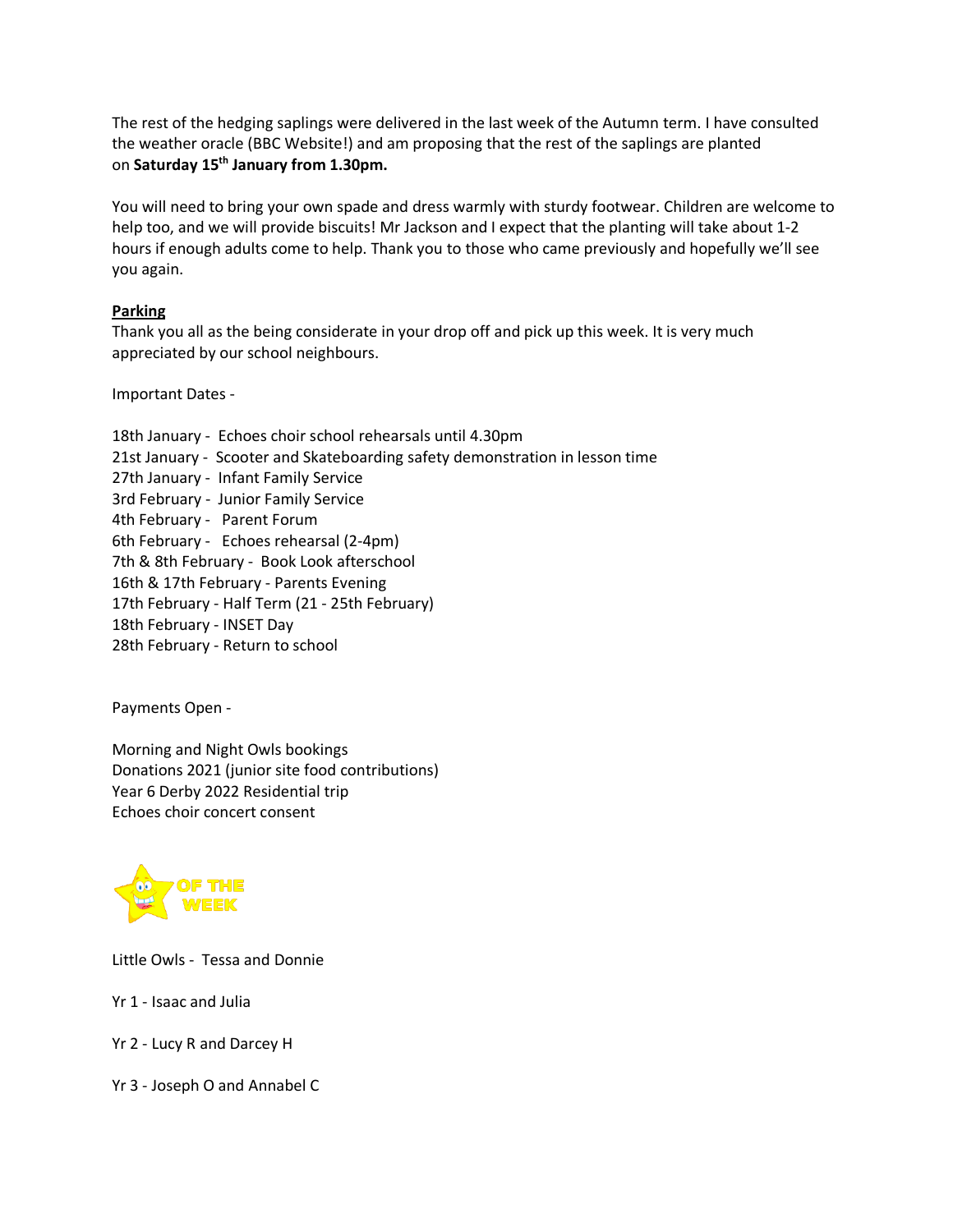The rest of the hedging saplings were delivered in the last week of the Autumn term. I have consulted the weather oracle (BBC Website!) and am proposing that the rest of the saplings are planted on **Saturday 15th January from 1.30pm.**

You will need to bring your own spade and dress warmly with sturdy footwear. Children are welcome to help too, and we will provide biscuits! Mr Jackson and I expect that the planting will take about 1-2 hours if enough adults come to help. Thank you to those who came previously and hopefully we'll see you again.

**Parking**

Thank you all as the being considerate in your drop off and pick up this week. It is very much appreciated by our school neighbours.

Important Dates -

18th January - Echoes choir school rehearsals until 4.30pm
21st January - Scooter and Skateboarding safety demonstration in lesson time
27th January - Infant Family Service
3rd February - Junior Family Service
4th February - Parent Forum
6th February - Echoes rehearsal (2-4pm)
7th & 8th February - Book Look afterschool
16th & 17th February - Parents Evening
17th February - Half Term (21 - 25th February)
18th February - INSET Day
28th February - Return to school

Payments Open -

Morning and Night Owls bookings
Donations 2021 (junior site food contributions)
Year 6 Derby 2022 Residential trip
Echoes choir concert consent

OF THE WEEK

Little Owls - Tessa and Donnie

Yr 1 - Isaac and Julia

Yr 2 - Lucy R and Darcey H

Yr 3 - Joseph O and Annabel C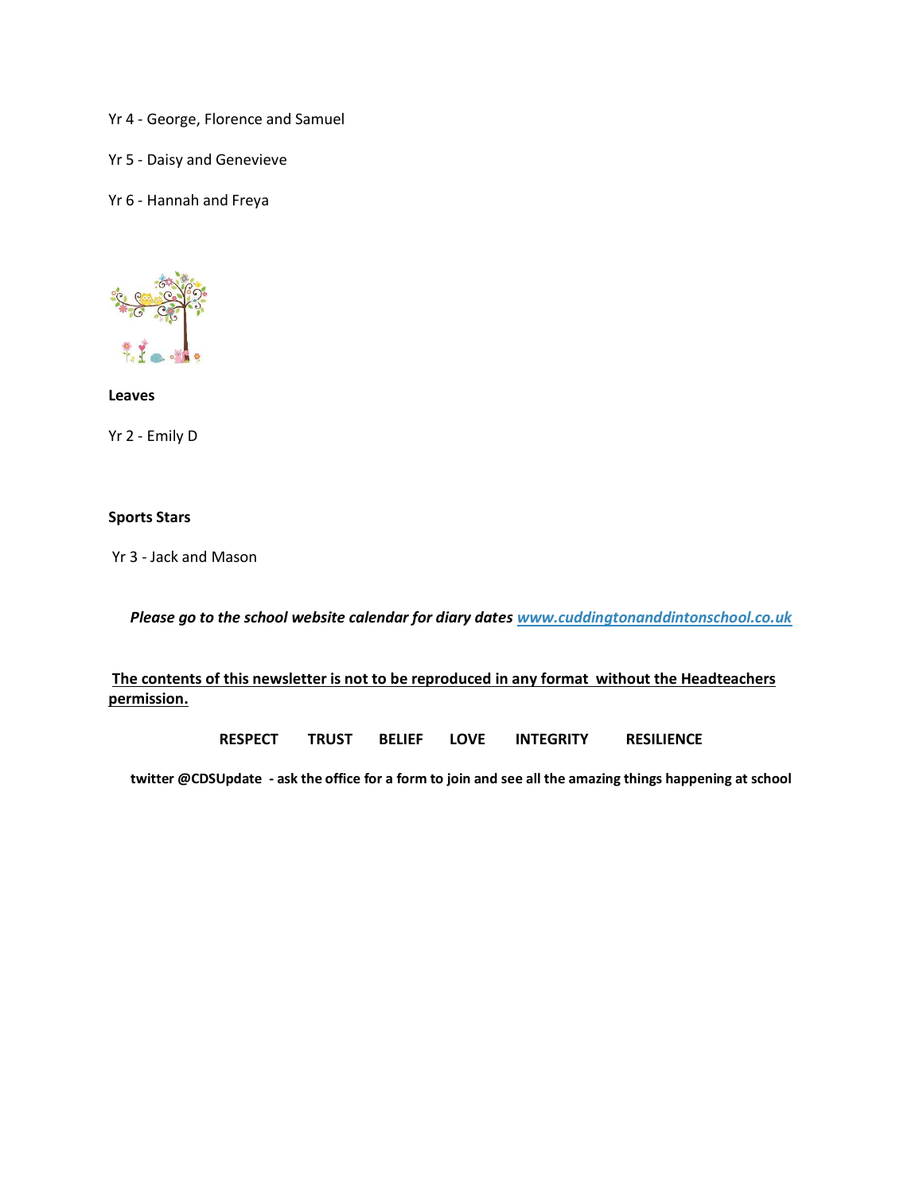Yr 4 - George, Florence and Samuel

Yr 5 - Daisy and Genevieve

Yr 6 - Hannah and Freya

**Leaves**

Yr 2 - Emily D

**Sports Stars**

Yr 3 - Jack and Mason

***Please go to the school website calendar for diary dates [www.cuddingtonanddintonschool.co.uk](http://www.cuddingtonanddintonschool.co.uk)***

**<u>The contents of this newsletter is not to be reproduced in any format without the Headteachers permission.</u>**

**RESPECT TRUST BELIEF LOVE INTEGRITY RESILIENCE**

**twitter @CDSUpdate - ask the office for a form to join and see all the amazing things happening at school**